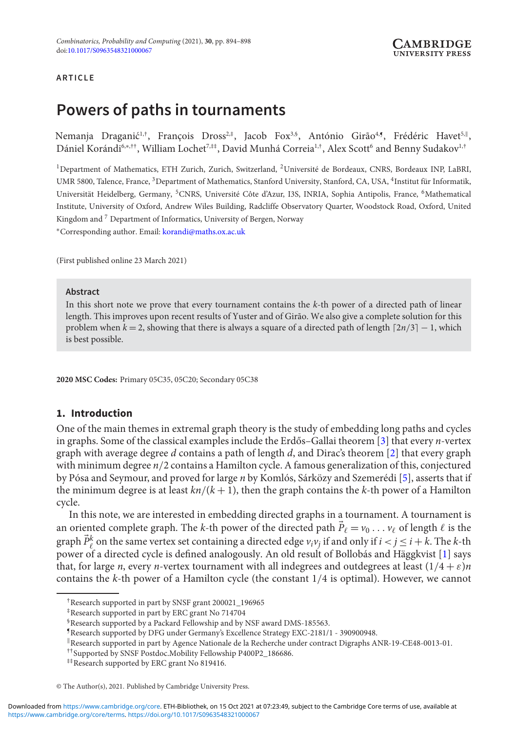ARTICLE

# Powers of paths in tournaments

Nemanja Draganić[1,†], François Dross[2,‡], Jacob Fox[3,§], António Girão[4,¶], Frédéric Havet[5,‖], Dániel Korándi[6,*,††], William Lochet[7,‡‡], David Munhá Correia[1,†], Alex Scott[6] and Benny Sudakov[1,†]

[1]Department of Mathematics, ETH Zurich, Zurich, Switzerland, [2]Université de Bordeaux, CNRS, Bordeaux INP, LaBRI, UMR 5800, Talence, France, [3]Department of Mathematics, Stanford University, Stanford, CA, USA, [4]Institut für Informatik, Universität Heidelberg, Germany, [5]CNRS, Université Côte d'Azur, I3S, INRIA, Sophia Antipolis, France, [6]Mathematical Institute, University of Oxford, Andrew Wiles Building, Radcliffe Observatory Quarter, Woodstock Road, Oxford, United Kingdom and [7] Department of Informatics, University of Bergen, Norway

*Corresponding author. Email: korandi@maths.ox.ac.uk

(First published online 23 March 2021)

## Abstract

In this short note we prove that every tournament contains the $k$-th power of a directed path of linear length. This improves upon recent results of Yuster and of Girão. We also give a complete solution for this problem when $k = 2$, showing that there is always a square of a directed path of length $\lceil 2n/3 \rceil - 1$, which is best possible.

**2020 MSC Codes:** Primary 05C35, 05C20; Secondary 05C38

## 1. Introduction

One of the main themes in extremal graph theory is the study of embedding long paths and cycles in graphs. Some of the classical examples include the Erdős–Gallai theorem [3] that every $n$-vertex graph with average degree $d$ contains a path of length $d$, and Dirac's theorem [2] that every graph with minimum degree $n/2$ contains a Hamilton cycle. A famous generalization of this, conjectured by Pósa and Seymour, and proved for large $n$ by Komlós, Sárközy and Szemerédi [5], asserts that if the minimum degree is at least $kn/(k+1)$, then the graph contains the $k$-th power of a Hamilton cycle.

In this note, we are interested in embedding directed graphs in a tournament. A tournament is an oriented complete graph. The $k$-th power of the directed path $\vec{P}_\ell = v_0 \dots v_\ell$ of length $\ell$ is the graph $\vec{P}_\ell^k$ on the same vertex set containing a directed edge $v_iv_j$ if and only if $i < j \le i + k$. The $k$-th power of a directed cycle is defined analogously. An old result of Bollobás and Häggkvist [1] says that, for large $n$, every $n$-vertex tournament with all indegrees and outdegrees at least $(1/4 + \varepsilon)n$ contains the $k$-th power of a Hamilton cycle (the constant $1/4$ is optimal). However, we cannot

†Research supported in part by SNSF grant 200021_196965

‡Research supported in part by ERC grant No 714704

§Research supported by a Packard Fellowship and by NSF award DMS-185563.

¶Research supported by DFG under Germany's Excellence Strategy EXC-2181/1 - 390900948.

‖Research supported in part by Agence Nationale de la Recherche under contract Digraphs ANR-19-CE48-0013-01.

††Supported by SNSF Postdoc.Mobility Fellowship P400P2_186686.

‡‡Research supported by ERC grant No 819416.

© The Author(s), 2021. Published by Cambridge University Press.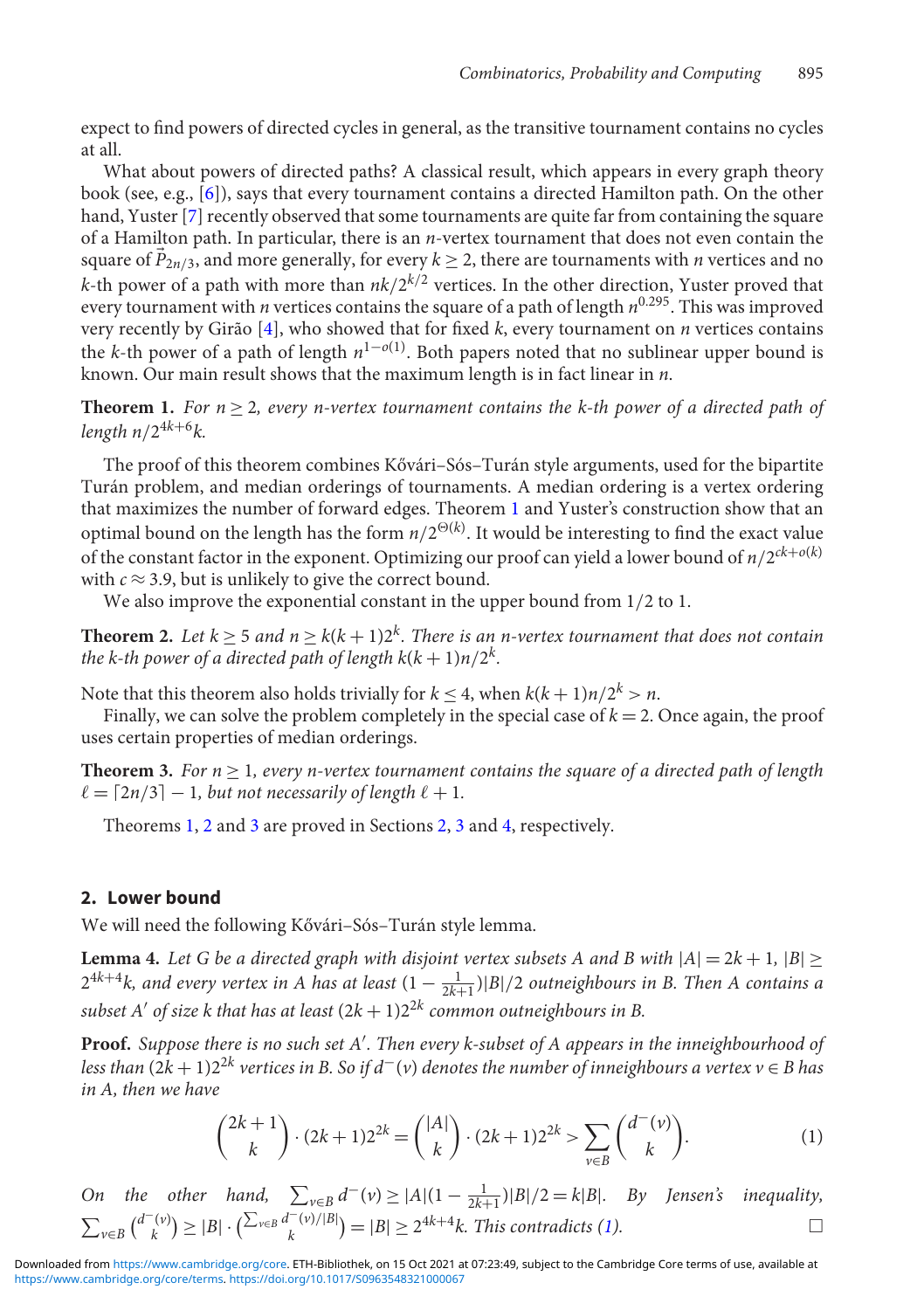expect to find powers of directed cycles in general, as the transitive tournament contains no cycles at all.

What about powers of directed paths? A classical result, which appears in every graph theory book (see, e.g., [6]), says that every tournament contains a directed Hamilton path. On the other hand, Yuster [7] recently observed that some tournaments are quite far from containing the square of a Hamilton path. In particular, there is an $n$-vertex tournament that does not even contain the square of $\vec{P}_{2n/3}$, and more generally, for every $k \geq 2$, there are tournaments with $n$ vertices and no $k$-th power of a path with more than $nk/2^{k/2}$ vertices. In the other direction, Yuster proved that every tournament with $n$ vertices contains the square of a path of length $n^{0.295}$. This was improved very recently by Girão [4], who showed that for fixed $k$, every tournament on $n$ vertices contains the $k$-th power of a path of length $n^{1-o(1)}$. Both papers noted that no sublinear upper bound is known. Our main result shows that the maximum length is in fact linear in $n$.

**Theorem 1.** *For $n \geq 2$, every $n$-vertex tournament contains the $k$-th power of a directed path of length $n/2^{4k+6}k$.*

The proof of this theorem combines Kővári–Sós–Turán style arguments, used for the bipartite Turán problem, and median orderings of tournaments. A median ordering is a vertex ordering that maximizes the number of forward edges. Theorem 1 and Yuster's construction show that an optimal bound on the length has the form $n/2^{\Theta(k)}$. It would be interesting to find the exact value of the constant factor in the exponent. Optimizing our proof can yield a lower bound of $n/2^{ck+o(k)}$ with $c \approx 3.9$, but is unlikely to give the correct bound.

We also improve the exponential constant in the upper bound from 1/2 to 1.

**Theorem 2.** *Let $k \geq 5$ and $n \geq k(k+1)2^k$. There is an $n$-vertex tournament that does not contain the $k$-th power of a directed path of length $k(k+1)n/2^k$.*

Note that this theorem also holds trivially for $k \leq 4$, when $k(k+1)n/2^k > n$.

Finally, we can solve the problem completely in the special case of $k = 2$. Once again, the proof uses certain properties of median orderings.

**Theorem 3.** *For $n \geq 1$, every $n$-vertex tournament contains the square of a directed path of length $\ell = \lceil 2n/3 \rceil - 1$, but not necessarily of length $\ell + 1$.*

Theorems 1, 2 and 3 are proved in Sections 2, 3 and 4, respectively.

## 2. Lower bound

We will need the following Kővári–Sós–Turán style lemma.

**Lemma 4.** *Let $G$ be a directed graph with disjoint vertex subsets $A$ and $B$ with $|A| = 2k + 1$, $|B| \geq 2^{4k+4}k$, and every vertex in $A$ has at least $(1 - \frac{1}{2k+1})|B|/2$ outneighbours in $B$. Then $A$ contains a subset $A'$ of size $k$ that has at least $(2k+1)2^{2k}$ common outneighbours in $B$.*

**Proof.** *Suppose there is no such set $A'$. Then every $k$-subset of $A$ appears in the inneighbourhood of less than $(2k+1)2^{2k}$ vertices in $B$. So if $d^-(v)$ denotes the number of inneighbours a vertex $v \in B$ has in $A$, then we have*

$$\binom{2k+1}{k} \cdot (2k+1)2^{2k} = \binom{|A|}{k} \cdot (2k+1)2^{2k} > \sum_{v \in B} \binom{d^-(v)}{k}. \tag{1}$$

*On the other hand, $\sum_{v \in B} d^-(v) \geq |A|(1 - \frac{1}{2k+1})|B|/2 = k|B|$. By Jensen's inequality, $\sum_{v \in B} \binom{d^-(v)}{k} \geq |B| \cdot \binom{\sum_{v \in B} d^-(v)/|B|}{k} = |B| \geq 2^{4k+4}k$. This contradicts (1).* □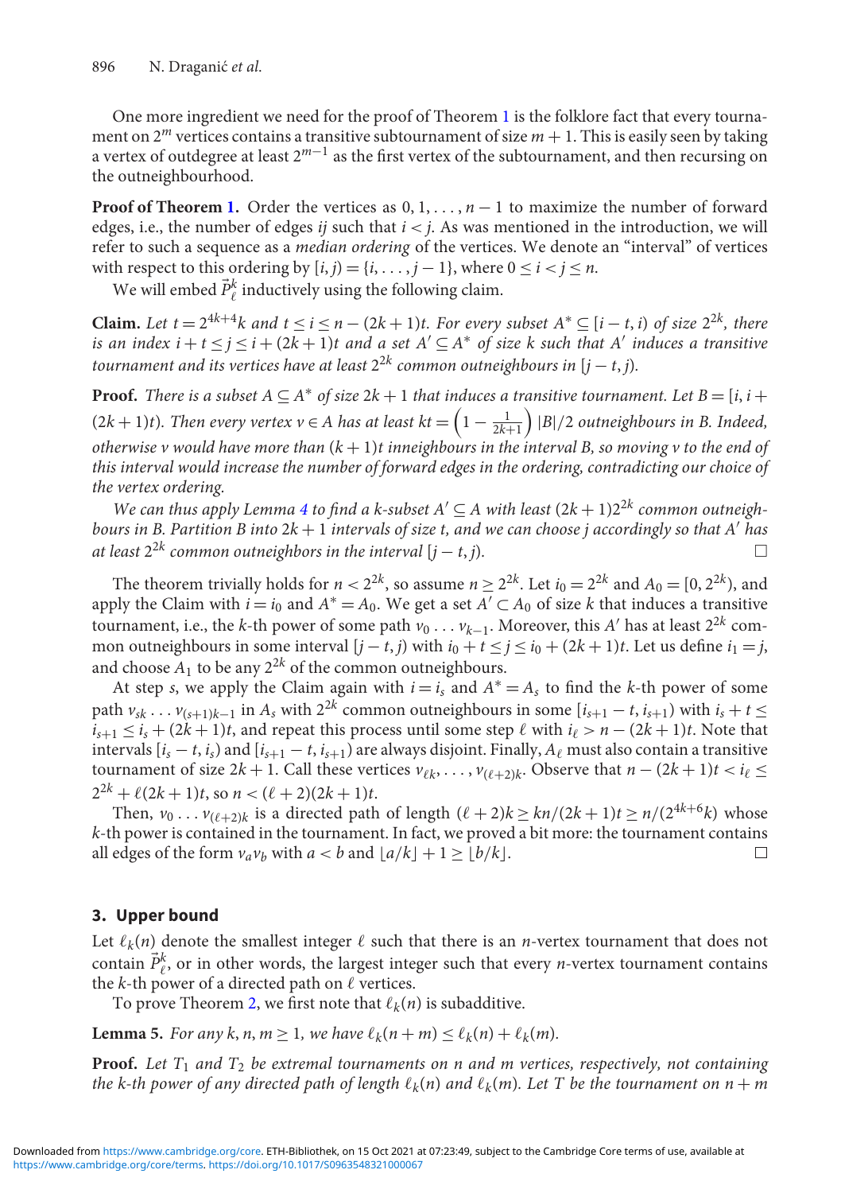One more ingredient we need for the proof of Theorem 1 is the folklore fact that every tournament on $2^m$ vertices contains a transitive subtournament of size $m+1$. This is easily seen by taking a vertex of outdegree at least $2^{m-1}$ as the first vertex of the subtournament, and then recursing on the outneighbourhood.

**Proof of Theorem 1.** Order the vertices as $0, 1, \ldots, n-1$ to maximize the number of forward edges, i.e., the number of edges $ij$ such that $i < j$. As was mentioned in the introduction, we will refer to such a sequence as a *median ordering* of the vertices. We denote an "interval" of vertices with respect to this ordering by $[i, j) = \{i, \ldots, j-1\}$, where $0 \leq i < j \leq n$.

We will embed $\vec{P}^k_\ell$ inductively using the following claim.

**Claim.** *Let $t = 2^{4k+4}k$ and $t \leq i \leq n - (2k+1)t$. For every subset $A^* \subseteq [i-t, i)$ of size $2^{2k}$, there is an index $i + t \leq j \leq i + (2k+1)t$ and a set $A' \subseteq A^*$ of size $k$ such that $A'$ induces a transitive tournament and its vertices have at least $2^{2k}$ common outneighbours in $[j-t, j)$.*

**Proof.** *There is a subset $A \subseteq A^*$ of size $2k+1$ that induces a transitive tournament. Let $B = [i, i + (2k+1)t)$. Then every vertex $v \in A$ has at least $kt = \left(1 - \frac{1}{2k+1}\right)|B|/2$ outneighbours in $B$. Indeed, otherwise $v$ would have more than $(k+1)t$ inneighbours in the interval $B$, so moving $v$ to the end of this interval would increase the number of forward edges in the ordering, contradicting our choice of the vertex ordering.*

*We can thus apply Lemma 4 to find a $k$-subset $A' \subseteq A$ with least $(2k+1)2^{2k}$ common outneighbours in $B$. Partition $B$ into $2k+1$ intervals of size $t$, and we can choose $j$ accordingly so that $A'$ has at least $2^{2k}$ common outneighbors in the interval $[j-t, j)$.* $\square$

The theorem trivially holds for $n < 2^{2k}$, so assume $n \geq 2^{2k}$. Let $i_0 = 2^{2k}$ and $A_0 = [0, 2^{2k})$, and apply the Claim with $i = i_0$ and $A^* = A_0$. We get a set $A' \subset A_0$ of size $k$ that induces a transitive tournament, i.e., the $k$-th power of some path $v_0 \ldots v_{k-1}$. Moreover, this $A'$ has at least $2^{2k}$ common outneighbours in some interval $[j-t, j)$ with $i_0 + t \leq j \leq i_0 + (2k+1)t$. Let us define $i_1 = j$, and choose $A_1$ to be any $2^{2k}$ of the common outneighbours.

At step $s$, we apply the Claim again with $i = i_s$ and $A^* = A_s$ to find the $k$-th power of some path $v_{sk} \ldots v_{(s+1)k-1}$ in $A_s$ with $2^{2k}$ common outneighbours in some $[i_{s+1} - t, i_{s+1})$ with $i_s + t \leq i_{s+1} \leq i_s + (2k+1)t$, and repeat this process until some step $\ell$ with $i_\ell > n - (2k+1)t$. Note that intervals $[i_s - t, i_s)$ and $[i_{s+1} - t, i_{s+1})$ are always disjoint. Finally, $A_\ell$ must also contain a transitive tournament of size $2k+1$. Call these vertices $v_{\ell k}, \ldots, v_{(\ell+2)k}$. Observe that $n - (2k+1)t < i_\ell \leq 2^{2k} + \ell(2k+1)t$, so $n < (\ell+2)(2k+1)t$.

Then, $v_0 \ldots v_{(\ell+2)k}$ is a directed path of length $(\ell+2)k \geq kn/(2k+1)t \geq n/(2^{4k+6}k)$ whose $k$-th power is contained in the tournament. In fact, we proved a bit more: the tournament contains all edges of the form $v_a v_b$ with $a < b$ and $\lfloor a/k \rfloor + 1 \geq \lfloor b/k \rfloor$. $\square$

## 3. Upper bound

Let $\ell_k(n)$ denote the smallest integer $\ell$ such that there is an $n$-vertex tournament that does not contain $\vec{P}^k_\ell$, or in other words, the largest integer such that every $n$-vertex tournament contains the $k$-th power of a directed path on $\ell$ vertices.

To prove Theorem 2, we first note that $\ell_k(n)$ is subadditive.

**Lemma 5.** *For any $k, n, m \geq 1$, we have $\ell_k(n+m) \leq \ell_k(n) + \ell_k(m)$.*

**Proof.** *Let $T_1$ and $T_2$ be extremal tournaments on $n$ and $m$ vertices, respectively, not containing the $k$-th power of any directed path of length $\ell_k(n)$ and $\ell_k(m)$. Let $T$ be the tournament on $n+m$*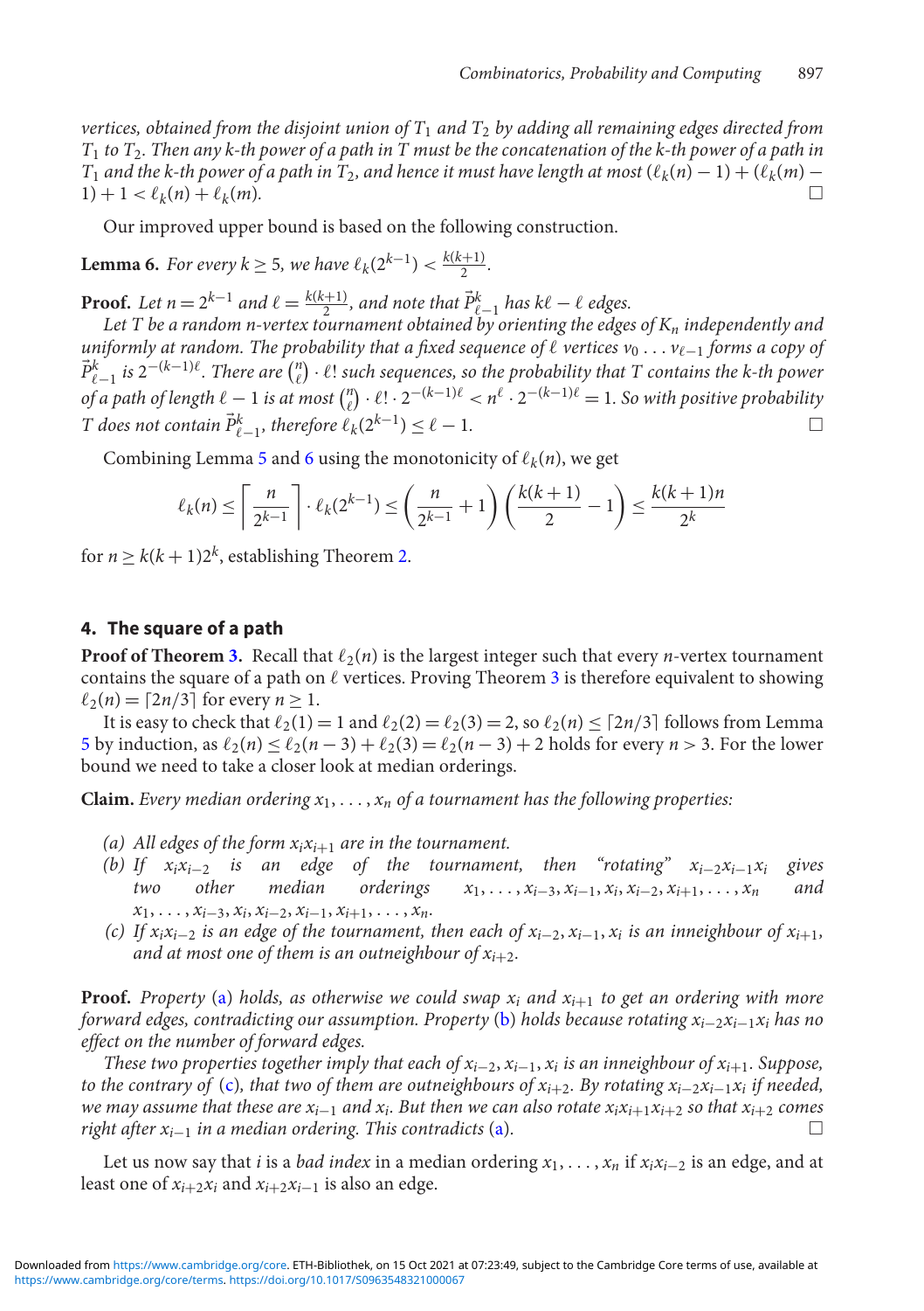*vertices, obtained from the disjoint union of $T_1$ and $T_2$ by adding all remaining edges directed from $T_1$ to $T_2$. Then any k-th power of a path in T must be the concatenation of the k-th power of a path in $T_1$ and the k-th power of a path in $T_2$, and hence it must have length at most $(\ell_k(n) - 1) + (\ell_k(m) - 1) + 1 < \ell_k(n) + \ell_k(m)$.* □

Our improved upper bound is based on the following construction.

**Lemma 6.** *For every $k \geq 5$, we have $\ell_k(2^{k-1}) < \frac{k(k+1)}{2}$.*

**Proof.** *Let $n = 2^{k-1}$ and $\ell = \frac{k(k+1)}{2}$, and note that $\vec{P}^k_{\ell-1}$ has $k\ell - \ell$ edges.*

*Let T be a random n-vertex tournament obtained by orienting the edges of $K_n$ independently and uniformly at random. The probability that a fixed sequence of $\ell$ vertices $v_0 \ldots v_{\ell-1}$ forms a copy of $\vec{P}^k_{\ell-1}$ is $2^{-(k-1)\ell}$. There are $\binom{n}{\ell} \cdot \ell!$ such sequences, so the probability that T contains the k-th power of a path of length $\ell - 1$ is at most $\binom{n}{\ell} \cdot \ell! \cdot 2^{-(k-1)\ell} < n^\ell \cdot 2^{-(k-1)\ell} = 1$. So with positive probability T does not contain $\vec{P}^k_{\ell-1}$, therefore $\ell_k(2^{k-1}) \leq \ell - 1$.* □

Combining Lemma 5 and 6 using the monotonicity of $\ell_k(n)$, we get

$$\ell_k(n) \leq \left\lceil \frac{n}{2^{k-1}} \right\rceil \cdot \ell_k(2^{k-1}) \leq \left( \frac{n}{2^{k-1}} + 1 \right) \left( \frac{k(k+1)}{2} - 1 \right) \leq \frac{k(k+1)n}{2^k}$$

for $n \geq k(k+1)2^k$, establishing Theorem 2.

## 4. The square of a path

**Proof of Theorem 3.** Recall that $\ell_2(n)$ is the largest integer such that every $n$-vertex tournament contains the square of a path on $\ell$ vertices. Proving Theorem 3 is therefore equivalent to showing $\ell_2(n) = \lceil 2n/3 \rceil$ for every $n \geq 1$.

It is easy to check that $\ell_2(1) = 1$ and $\ell_2(2) = \ell_2(3) = 2$, so $\ell_2(n) \leq \lceil 2n/3 \rceil$ follows from Lemma 5 by induction, as $\ell_2(n) \leq \ell_2(n-3) + \ell_2(3) = \ell_2(n-3) + 2$ holds for every $n > 3$. For the lower bound we need to take a closer look at median orderings.

**Claim.** *Every median ordering $x_1, \ldots, x_n$ of a tournament has the following properties:*

- *(a) All edges of the form $x_i x_{i+1}$ are in the tournament.*
- *(b) If $x_i x_{i-2}$ is an edge of the tournament, then "rotating" $x_{i-2} x_{i-1} x_i$ gives two other median orderings $x_1, \ldots, x_{i-3}, x_{i-1}, x_i, x_{i-2}, x_{i+1}, \ldots, x_n$ and $x_1, \ldots, x_{i-3}, x_i, x_{i-2}, x_{i-1}, x_{i+1}, \ldots, x_n$.*
- *(c) If $x_i x_{i-2}$ is an edge of the tournament, then each of $x_{i-2}, x_{i-1}, x_i$ is an inneighbour of $x_{i+1}$, and at most one of them is an outneighbour of $x_{i+2}$.*

**Proof.** *Property (a) holds, as otherwise we could swap $x_i$ and $x_{i+1}$ to get an ordering with more forward edges, contradicting our assumption. Property (b) holds because rotating $x_{i-2} x_{i-1} x_i$ has no effect on the number of forward edges.*

*These two properties together imply that each of $x_{i-2}, x_{i-1}, x_i$ is an inneighbour of $x_{i+1}$. Suppose, to the contrary of (c), that two of them are outneighbours of $x_{i+2}$. By rotating $x_{i-2} x_{i-1} x_i$ if needed, we may assume that these are $x_{i-1}$ and $x_i$. But then we can also rotate $x_i x_{i+1} x_{i+2}$ so that $x_{i+2}$ comes right after $x_{i-1}$ in a median ordering. This contradicts (a).* □

Let us now say that $i$ is a *bad index* in a median ordering $x_1, \ldots, x_n$ if $x_i x_{i-2}$ is an edge, and at least one of $x_{i+2} x_i$ and $x_{i+2} x_{i-1}$ is also an edge.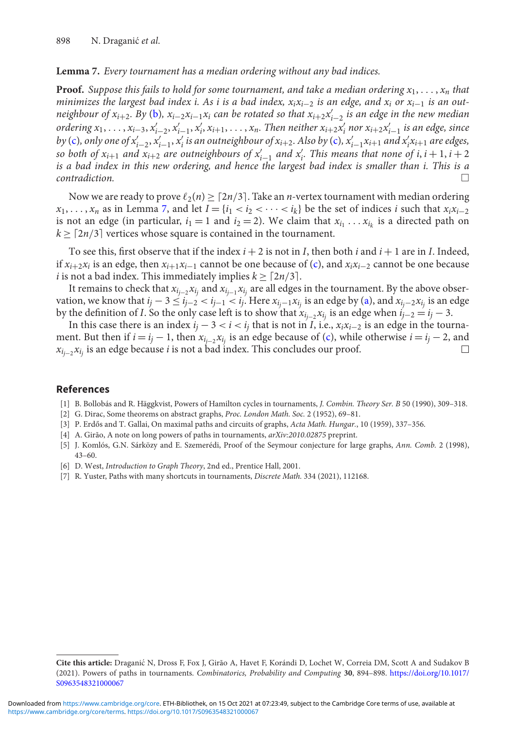**Lemma 7.** *Every tournament has a median ordering without any bad indices.*

**Proof.** *Suppose this fails to hold for some tournament, and take a median ordering $x_1, \dots, x_n$ that minimizes the largest bad index $i$. As $i$ is a bad index, $x_i x_{i-2}$ is an edge, and $x_i$ or $x_{i-1}$ is an outneighbour of $x_{i+2}$. By (b), $x_{i-2}x_{i-1}x_i$ can be rotated so that $x_{i+2}x'_{i-2}$ is an edge in the new median ordering $x_1, \dots, x_{i-3}, x'_{i-2}, x'_{i-1}, x'_i, x_{i+1}, \dots, x_n$. Then neither $x_{i+2}x'_i$ nor $x_{i+2}x'_{i-1}$ is an edge, since by (c), only one of $x'_{i-2}, x'_{i-1}, x'_i$ is an outneighbour of $x_{i+2}$. Also by (c), $x'_{i-1}x_{i+1}$ and $x'_i x_{i+1}$ are edges, so both of $x_{i+1}$ and $x_{i+2}$ are outneighbours of $x'_{i-1}$ and $x'_i$. This means that none of $i, i+1, i+2$ is a bad index in this new ordering, and hence the largest bad index is smaller than $i$. This is a contradiction.* □

Now we are ready to prove $\ell_2(n) \geq \lceil 2n/3 \rceil$. Take an $n$-vertex tournament with median ordering $x_1, \dots, x_n$ as in Lemma 7, and let $I = \{i_1 < i_2 < \dots < i_k\}$ be the set of indices $i$ such that $x_i x_{i-2}$ is not an edge (in particular, $i_1 = 1$ and $i_2 = 2$). We claim that $x_{i_1} \dots x_{i_k}$ is a directed path on $k \geq \lceil 2n/3 \rceil$ vertices whose square is contained in the tournament.

To see this, first observe that if the index $i+2$ is not in $I$, then both $i$ and $i+1$ are in $I$. Indeed, if $x_{i+2}x_i$ is an edge, then $x_{i+1}x_{i-1}$ cannot be one because of (c), and $x_i x_{i-2}$ cannot be one because $i$ is not a bad index. This immediately implies $k \geq \lceil 2n/3 \rceil$.

It remains to check that $x_{i_{j-2}}x_{i_j}$ and $x_{i_{j-1}}x_{i_j}$ are all edges in the tournament. By the above observation, we know that $i_j - 3 \leq i_{j-2} < i_{j-1} < i_j$. Here $x_{i_{j-1}}x_{i_j}$ is an edge by (a), and $x_{i_j-2}x_{i_j}$ is an edge by the definition of $I$. So the only case left is to show that $x_{i_{j-2}}x_{i_j}$ is an edge when $i_{j-2} = i_j - 3$.

In this case there is an index $i_j - 3 < i < i_j$ that is not in $I$, i.e., $x_i x_{i-2}$ is an edge in the tournament. But then if $i = i_j - 1$, then $x_{i_{j-2}}x_{i_j}$ is an edge because of (c), while otherwise $i = i_j - 2$, and $x_{i_{j-2}}x_{i_j}$ is an edge because $i$ is not a bad index. This concludes our proof. □

## References

[1] B. Bollobás and R. Häggkvist, Powers of Hamilton cycles in tournaments, *J. Combin. Theory Ser. B* 50 (1990), 309–318.

[2] G. Dirac, Some theorems on abstract graphs, *Proc. London Math. Soc.* 2 (1952), 69–81.

[3] P. Erdős and T. Gallai, On maximal paths and circuits of graphs, *Acta Math. Hungar.*, 10 (1959), 337–356.

[4] A. Girão, A note on long powers of paths in tournaments, *arXiv:2010.02875* preprint.

[5] J. Komlós, G.N. Sárközy and E. Szemerédi, Proof of the Seymour conjecture for large graphs, *Ann. Comb.* 2 (1998), 43–60.

[6] D. West, *Introduction to Graph Theory*, 2nd ed., Prentice Hall, 2001.

[7] R. Yuster, Paths with many shortcuts in tournaments, *Discrete Math.* 334 (2021), 112168.

**Cite this article:** Draganić N, Dross F, Fox J, Girão A, Havet F, Korándi D, Lochet W, Correia DM, Scott A and Sudakov B (2021). Powers of paths in tournaments. *Combinatorics, Probability and Computing* **30**, 894–898. https://doi.org/10.1017/S0963548321000067